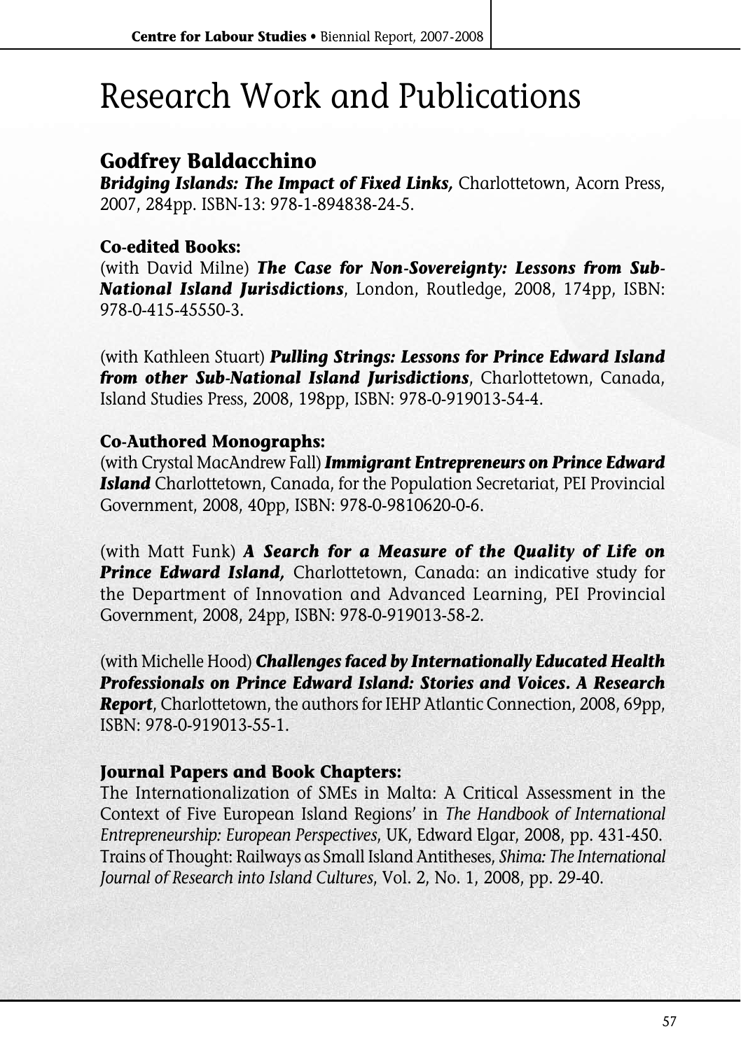# Research Work and Publications

## Godfrey Baldacchino

***Bridging Islands: The Impact of Fixed Links,*** Charlottetown, Acorn Press, 2007, 284pp. ISBN-13: 978-1-894838-24-5.

### Co-edited Books:

(with David Milne) ***The Case for Non-Sovereignty: Lessons from Sub-National Island Jurisdictions***, London, Routledge, 2008, 174pp, ISBN: 978-0-415-45550-3.

(with Kathleen Stuart) ***Pulling Strings: Lessons for Prince Edward Island from other Sub-National Island Jurisdictions***, Charlottetown, Canada, Island Studies Press, 2008, 198pp, ISBN: 978-0-919013-54-4.

### Co-Authored Monographs:

(with Crystal MacAndrew Fall) ***Immigrant Entrepreneurs on Prince Edward Island*** Charlottetown, Canada, for the Population Secretariat, PEI Provincial Government, 2008, 40pp, ISBN: 978-0-9810620-0-6.

(with Matt Funk) ***A Search for a Measure of the Quality of Life on Prince Edward Island,*** Charlottetown, Canada: an indicative study for the Department of Innovation and Advanced Learning, PEI Provincial Government, 2008, 24pp, ISBN: 978-0-919013-58-2.

(with Michelle Hood) ***Challenges faced by Internationally Educated Health Professionals on Prince Edward Island: Stories and Voices. A Research Report***, Charlottetown, the authors for IEHP Atlantic Connection, 2008, 69pp, ISBN: 978-0-919013-55-1.

### Journal Papers and Book Chapters:

The Internationalization of SMEs in Malta: A Critical Assessment in the Context of Five European Island Regions' in *The Handbook of International Entrepreneurship: European Perspectives*, UK, Edward Elgar, 2008, pp. 431-450.
Trains of Thought: Railways as Small Island Antitheses, *Shima: The International Journal of Research into Island Cultures*, Vol. 2, No. 1, 2008, pp. 29-40.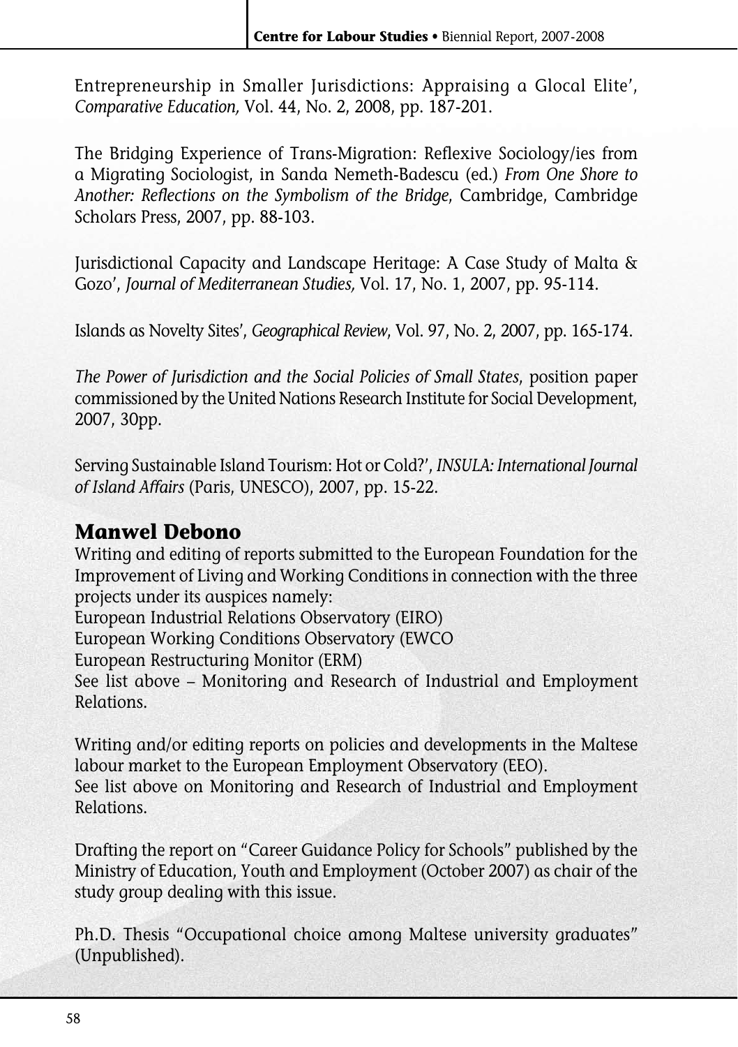Entrepreneurship in Smaller Jurisdictions: Appraising a Glocal Elite', *Comparative Education,* Vol. 44, No. 2, 2008, pp. 187-201.

The Bridging Experience of Trans-Migration: Reflexive Sociology/ies from a Migrating Sociologist, in Sanda Nemeth-Badescu (ed.) *From One Shore to Another: Reflections on the Symbolism of the Bridge*, Cambridge, Cambridge Scholars Press, 2007, pp. 88-103.

Jurisdictional Capacity and Landscape Heritage: A Case Study of Malta & Gozo', *Journal of Mediterranean Studies,* Vol. 17, No. 1, 2007, pp. 95-114.

Islands as Novelty Sites', *Geographical Review*, Vol. 97, No. 2, 2007, pp. 165-174.

*The Power of Jurisdiction and the Social Policies of Small States*, position paper commissioned by the United Nations Research Institute for Social Development, 2007, 30pp.

Serving Sustainable Island Tourism: Hot or Cold?', *INSULA: International Journal of Island Affairs* (Paris, UNESCO), 2007, pp. 15-22.

## Manwel Debono

Writing and editing of reports submitted to the European Foundation for the Improvement of Living and Working Conditions in connection with the three projects under its auspices namely:
European Industrial Relations Observatory (EIRO)
European Working Conditions Observatory (EWCO
European Restructuring Monitor (ERM)
See list above – Monitoring and Research of Industrial and Employment Relations.

Writing and/or editing reports on policies and developments in the Maltese labour market to the European Employment Observatory (EEO).
See list above on Monitoring and Research of Industrial and Employment Relations.

Drafting the report on "Career Guidance Policy for Schools" published by the Ministry of Education, Youth and Employment (October 2007) as chair of the study group dealing with this issue.

Ph.D. Thesis "Occupational choice among Maltese university graduates" (Unpublished).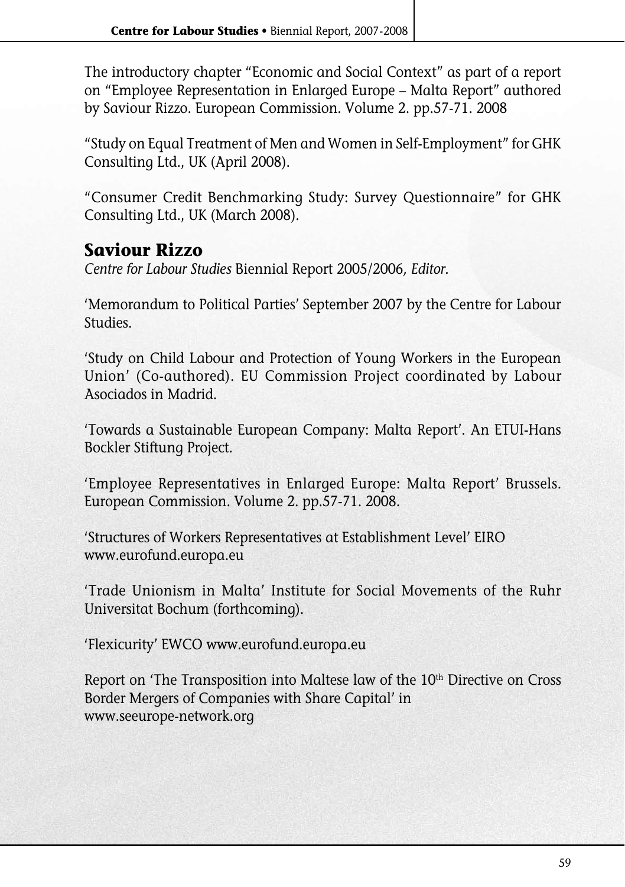The introductory chapter "Economic and Social Context" as part of a report on "Employee Representation in Enlarged Europe – Malta Report" authored by Saviour Rizzo. European Commission. Volume 2. pp.57-71. 2008

"Study on Equal Treatment of Men and Women in Self-Employment" for GHK Consulting Ltd., UK (April 2008).

"Consumer Credit Benchmarking Study: Survey Questionnaire" for GHK Consulting Ltd., UK (March 2008).

## Saviour Rizzo

*Centre for Labour Studies* Biennial Report 2005/2006, *Editor.*

'Memorandum to Political Parties' September 2007 by the Centre for Labour Studies.

'Study on Child Labour and Protection of Young Workers in the European Union' (Co-authored). EU Commission Project coordinated by Labour Asociados in Madrid.

'Towards a Sustainable European Company: Malta Report'. An ETUI-Hans Bockler Stiftung Project.

'Employee Representatives in Enlarged Europe: Malta Report' Brussels. European Commission. Volume 2. pp.57-71. 2008.

'Structures of Workers Representatives at Establishment Level' EIRO www.eurofund.europa.eu

'Trade Unionism in Malta' Institute for Social Movements of the Ruhr Universitat Bochum (forthcoming).

'Flexicurity' EWCO www.eurofund.europa.eu

Report on 'The Transposition into Maltese law of the 10th Directive on Cross Border Mergers of Companies with Share Capital' in www.seeurope-network.org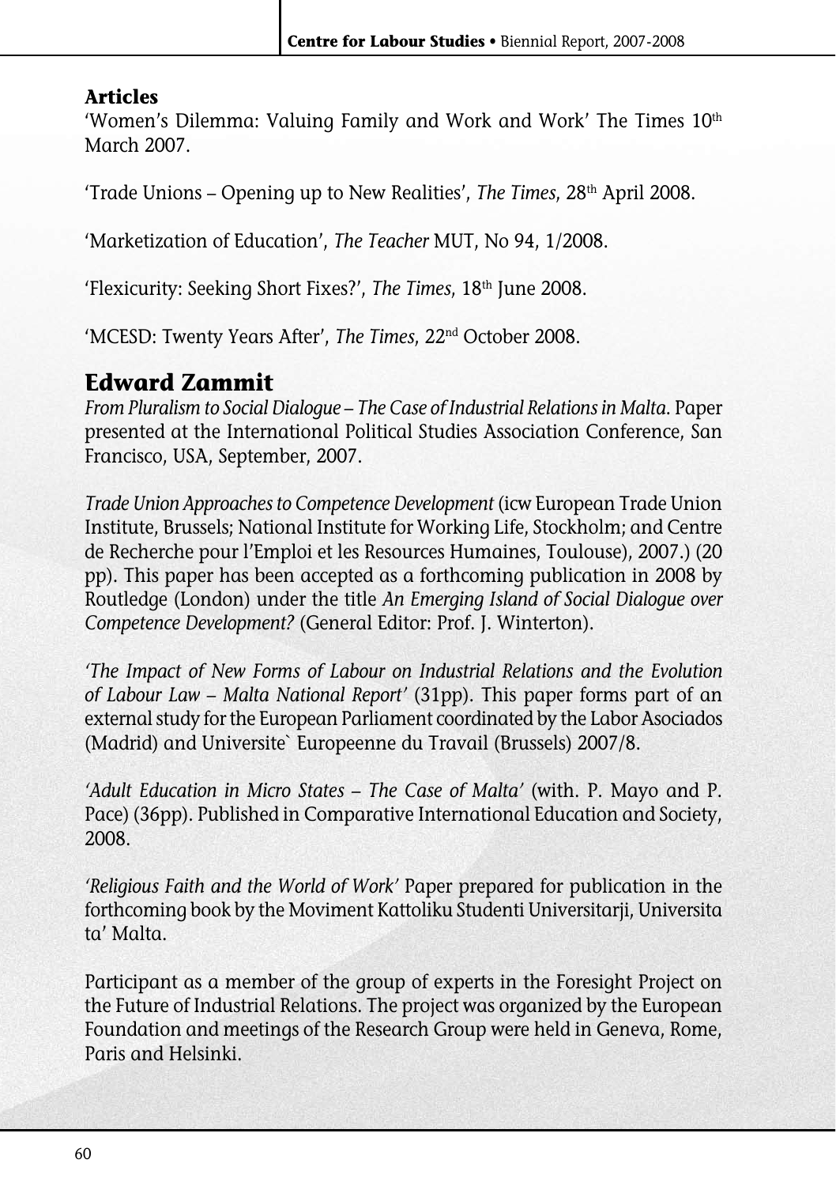### Articles

'Women's Dilemma: Valuing Family and Work and Work' The Times 10th March 2007.

'Trade Unions – Opening up to New Realities', *The Times*, 28th April 2008.

'Marketization of Education', *The Teacher* MUT, No 94, 1/2008.

'Flexicurity: Seeking Short Fixes?', *The Times*, 18th June 2008.

'MCESD: Twenty Years After', *The Times*, 22nd October 2008.

## Edward Zammit

*From Pluralism to Social Dialogue – The Case of Industrial Relations in Malta.* Paper presented at the International Political Studies Association Conference, San Francisco, USA, September, 2007.

*Trade Union Approaches to Competence Development* (icw European Trade Union Institute, Brussels; National Institute for Working Life, Stockholm; and Centre de Recherche pour l'Emploi et les Resources Humaines, Toulouse), 2007.) (20 pp). This paper has been accepted as a forthcoming publication in 2008 by Routledge (London) under the title *An Emerging Island of Social Dialogue over Competence Development?* (General Editor: Prof. J. Winterton).

*'The Impact of New Forms of Labour on Industrial Relations and the Evolution of Labour Law – Malta National Report'* (31pp). This paper forms part of an external study for the European Parliament coordinated by the Labor Asociados (Madrid) and Universite` Europeenne du Travail (Brussels) 2007/8.

*'Adult Education in Micro States – The Case of Malta'* (with. P. Mayo and P. Pace) (36pp). Published in Comparative International Education and Society, 2008.

*'Religious Faith and the World of Work'* Paper prepared for publication in the forthcoming book by the Moviment Kattoliku Studenti Universitarji, Universita ta' Malta.

Participant as a member of the group of experts in the Foresight Project on the Future of Industrial Relations. The project was organized by the European Foundation and meetings of the Research Group were held in Geneva, Rome, Paris and Helsinki.